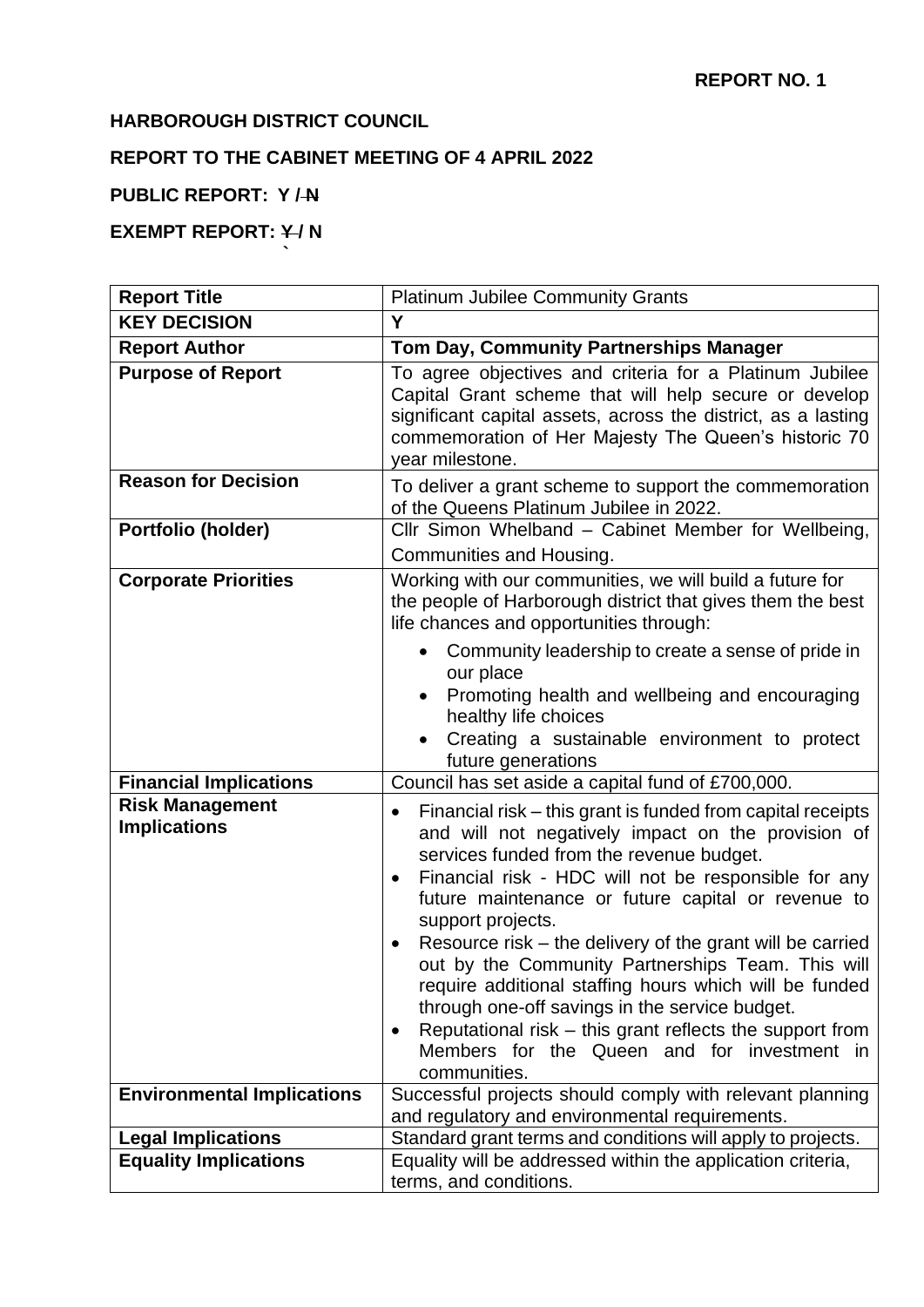**REPORT NO. 1**

**HARBOROUGH DISTRICT COUNCIL**

**REPORT TO THE CABINET MEETING OF 4 APRIL 2022**

**PUBLIC REPORT: Y / ~~N~~**

**EXEMPT REPORT: ~~Y~~ / N**

| **Report Title** | Platinum Jubilee Community Grants |
|---|---|
| **KEY DECISION** | **Y** |
| **Report Author** | **Tom Day, Community Partnerships Manager** |
| **Purpose of Report** | To agree objectives and criteria for a Platinum Jubilee Capital Grant scheme that will help secure or develop significant capital assets, across the district, as a lasting commemoration of Her Majesty The Queen's historic 70 year milestone. |
| **Reason for Decision** | To deliver a grant scheme to support the commemoration of the Queens Platinum Jubilee in 2022. |
| **Portfolio (holder)** | Cllr Simon Whelband – Cabinet Member for Wellbeing, Communities and Housing. |
| **Corporate Priorities** | Working with our communities, we will build a future for the people of Harborough district that gives them the best life chances and opportunities through:<br>• Community leadership to create a sense of pride in our place<br>• Promoting health and wellbeing and encouraging healthy life choices<br>• Creating a sustainable environment to protect future generations |
| **Financial Implications** | Council has set aside a capital fund of £700,000. |
| **Risk Management Implications** | • Financial risk – this grant is funded from capital receipts and will not negatively impact on the provision of services funded from the revenue budget.<br>• Financial risk - HDC will not be responsible for any future maintenance or future capital or revenue to support projects.<br>• Resource risk – the delivery of the grant will be carried out by the Community Partnerships Team. This will require additional staffing hours which will be funded through one-off savings in the service budget.<br>• Reputational risk – this grant reflects the support from Members for the Queen and for investment in communities. |
| **Environmental Implications** | Successful projects should comply with relevant planning and regulatory and environmental requirements. |
| **Legal Implications** | Standard grant terms and conditions will apply to projects. |
| **Equality Implications** | Equality will be addressed within the application criteria, terms, and conditions. |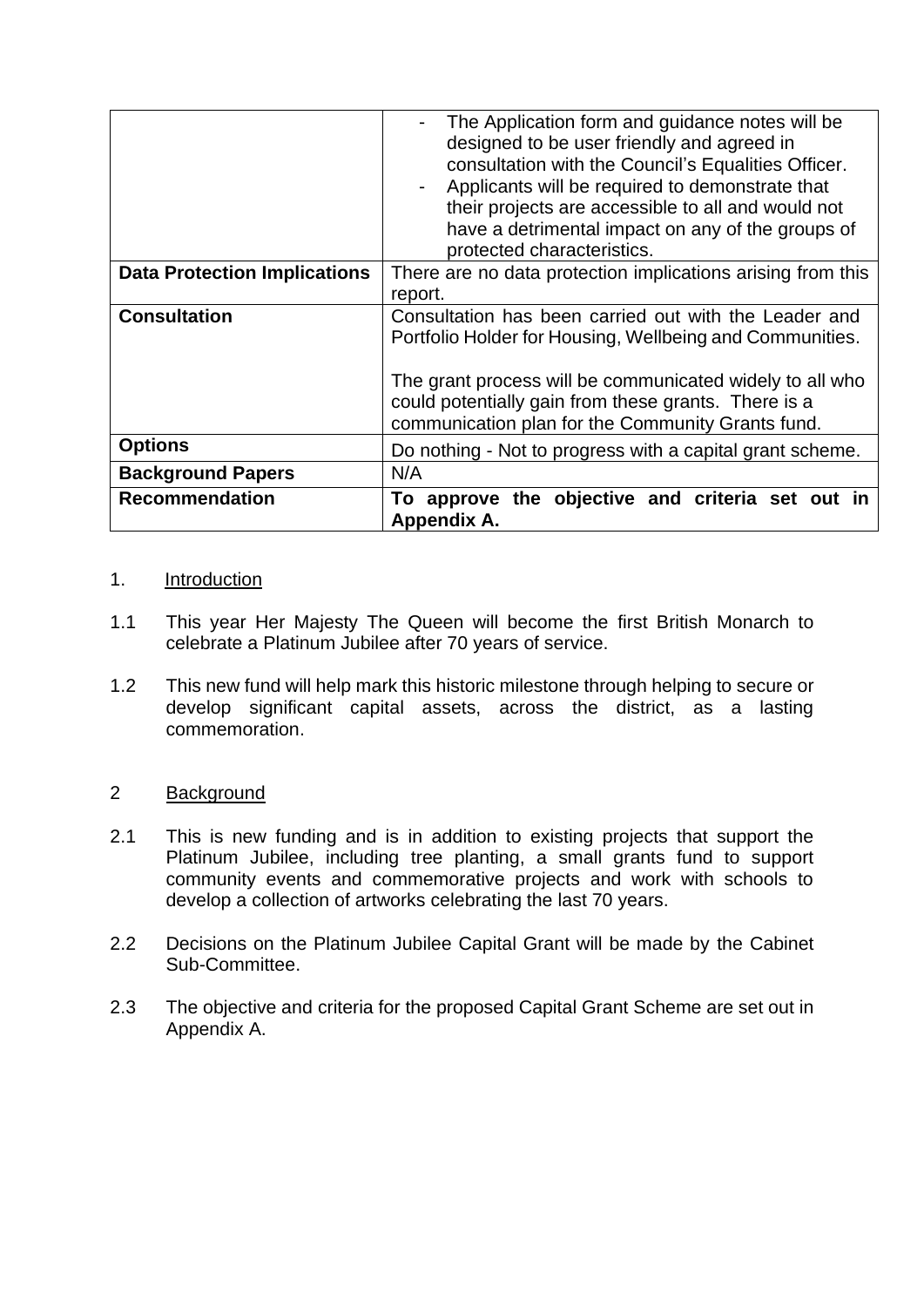| | |
|---|---|
| | - The Application form and guidance notes will be designed to be user friendly and agreed in consultation with the Council's Equalities Officer.<br>- Applicants will be required to demonstrate that their projects are accessible to all and would not have a detrimental impact on any of the groups of protected characteristics. |
| **Data Protection Implications** | There are no data protection implications arising from this report. |
| **Consultation** | Consultation has been carried out with the Leader and Portfolio Holder for Housing, Wellbeing and Communities.<br><br>The grant process will be communicated widely to all who could potentially gain from these grants. There is a communication plan for the Community Grants fund. |
| **Options** | Do nothing - Not to progress with a capital grant scheme. |
| **Background Papers** | N/A |
| **Recommendation** | **To approve the objective and criteria set out in Appendix A.** |

1. Introduction

1.1 This year Her Majesty The Queen will become the first British Monarch to celebrate a Platinum Jubilee after 70 years of service.

1.2 This new fund will help mark this historic milestone through helping to secure or develop significant capital assets, across the district, as a lasting commemoration.

2 Background

2.1 This is new funding and is in addition to existing projects that support the Platinum Jubilee, including tree planting, a small grants fund to support community events and commemorative projects and work with schools to develop a collection of artworks celebrating the last 70 years.

2.2 Decisions on the Platinum Jubilee Capital Grant will be made by the Cabinet Sub-Committee.

2.3 The objective and criteria for the proposed Capital Grant Scheme are set out in Appendix A.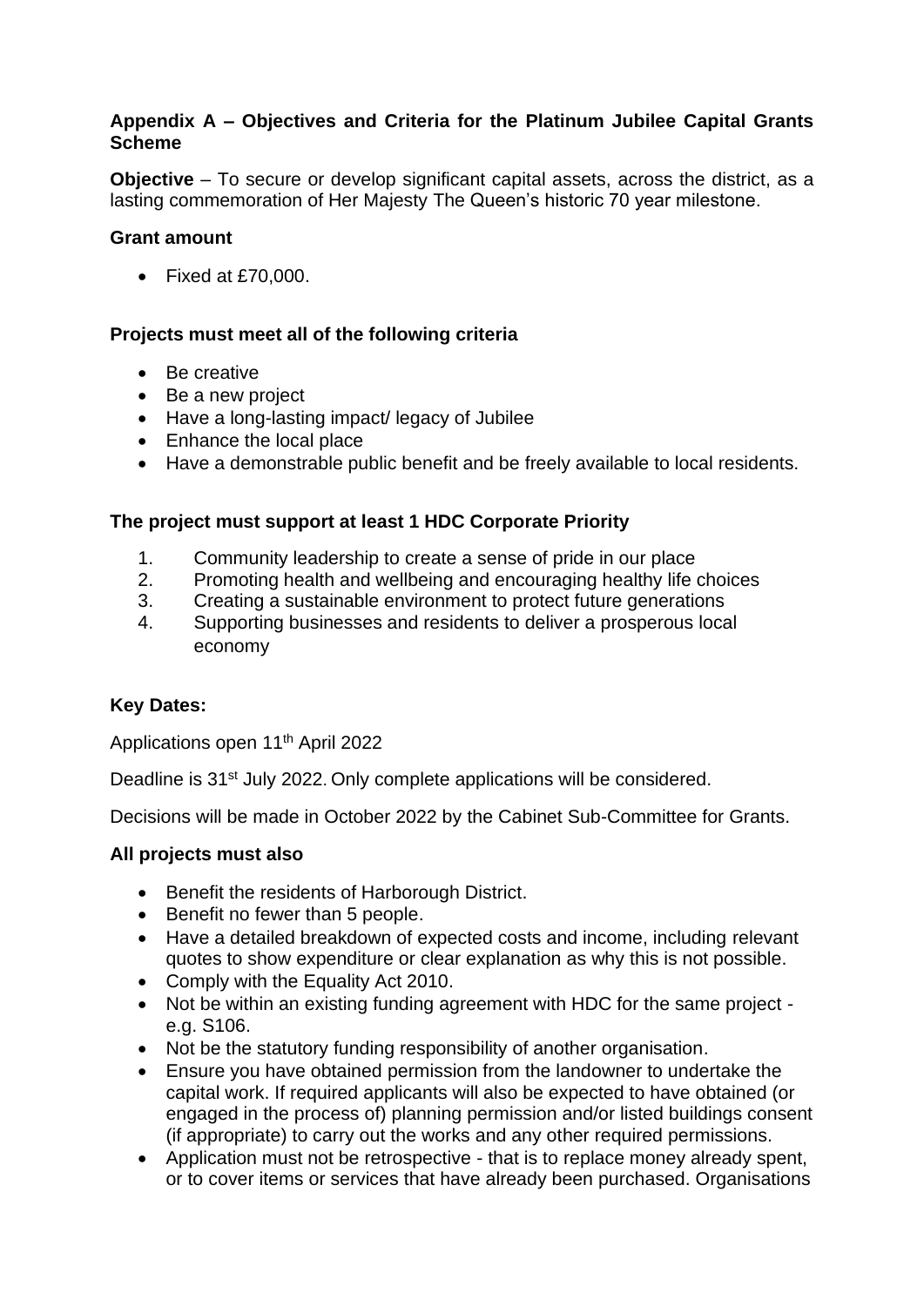**Appendix A – Objectives and Criteria for the Platinum Jubilee Capital Grants Scheme**

**Objective** – To secure or develop significant capital assets, across the district, as a lasting commemoration of Her Majesty The Queen's historic 70 year milestone.

**Grant amount**

- Fixed at £70,000.

**Projects must meet all of the following criteria**

- Be creative
- Be a new project
- Have a long-lasting impact/ legacy of Jubilee
- Enhance the local place
- Have a demonstrable public benefit and be freely available to local residents.

**The project must support at least 1 HDC Corporate Priority**

1. Community leadership to create a sense of pride in our place
2. Promoting health and wellbeing and encouraging healthy life choices
3. Creating a sustainable environment to protect future generations
4. Supporting businesses and residents to deliver a prosperous local economy

**Key Dates:**

Applications open 11th April 2022

Deadline is 31st July 2022. Only complete applications will be considered.

Decisions will be made in October 2022 by the Cabinet Sub-Committee for Grants.

**All projects must also**

- Benefit the residents of Harborough District.
- Benefit no fewer than 5 people.
- Have a detailed breakdown of expected costs and income, including relevant quotes to show expenditure or clear explanation as why this is not possible.
- Comply with the Equality Act 2010.
- Not be within an existing funding agreement with HDC for the same project - e.g. S106.
- Not be the statutory funding responsibility of another organisation.
- Ensure you have obtained permission from the landowner to undertake the capital work. If required applicants will also be expected to have obtained (or engaged in the process of) planning permission and/or listed buildings consent (if appropriate) to carry out the works and any other required permissions.
- Application must not be retrospective - that is to replace money already spent, or to cover items or services that have already been purchased. Organisations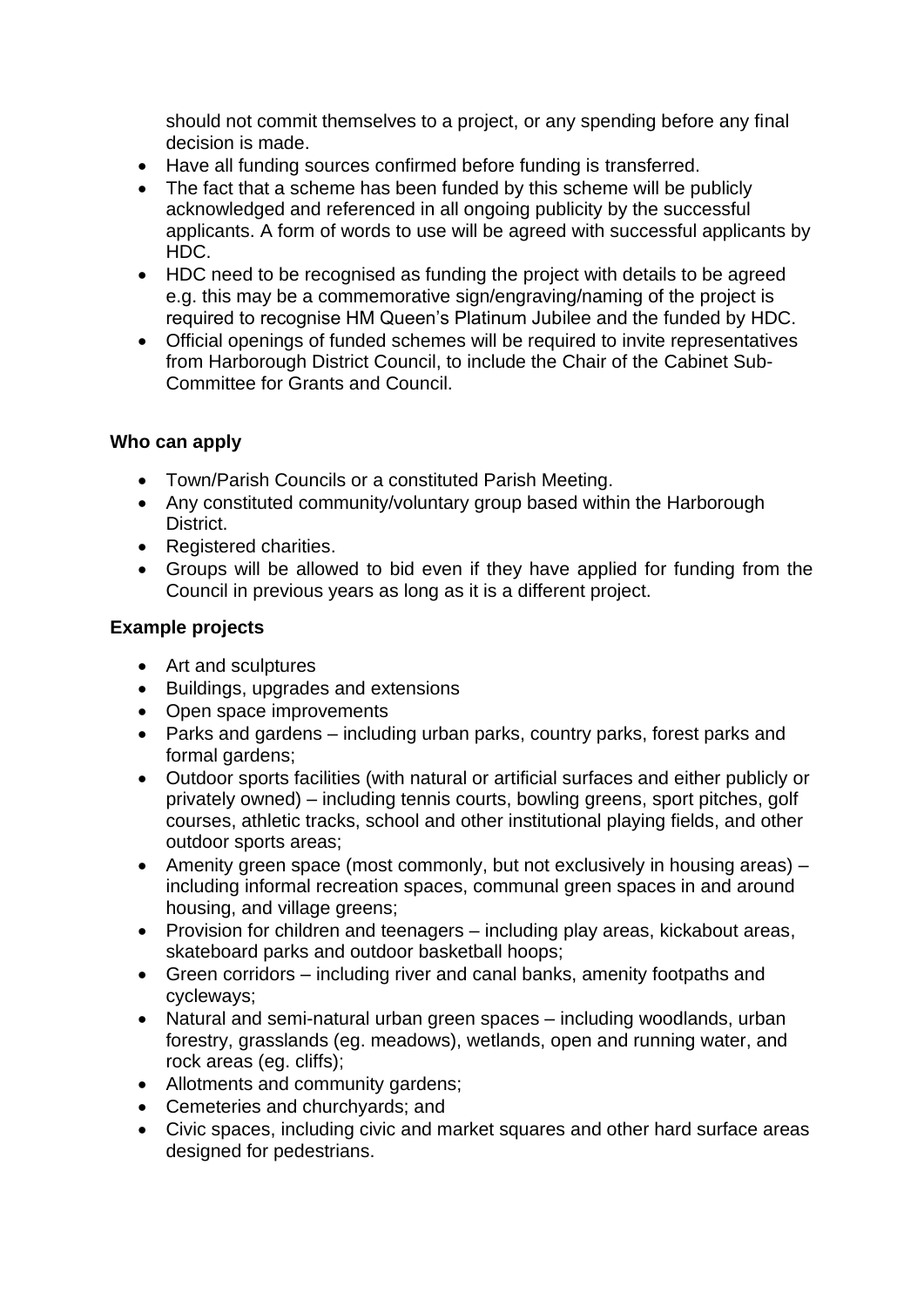should not commit themselves to a project, or any spending before any final decision is made.

- Have all funding sources confirmed before funding is transferred.
- The fact that a scheme has been funded by this scheme will be publicly acknowledged and referenced in all ongoing publicity by the successful applicants. A form of words to use will be agreed with successful applicants by HDC.
- HDC need to be recognised as funding the project with details to be agreed e.g. this may be a commemorative sign/engraving/naming of the project is required to recognise HM Queen's Platinum Jubilee and the funded by HDC.
- Official openings of funded schemes will be required to invite representatives from Harborough District Council, to include the Chair of the Cabinet Sub-Committee for Grants and Council.

**Who can apply**

- Town/Parish Councils or a constituted Parish Meeting.
- Any constituted community/voluntary group based within the Harborough District.
- Registered charities.
- Groups will be allowed to bid even if they have applied for funding from the Council in previous years as long as it is a different project.

**Example projects**

- Art and sculptures
- Buildings, upgrades and extensions
- Open space improvements
- Parks and gardens – including urban parks, country parks, forest parks and formal gardens;
- Outdoor sports facilities (with natural or artificial surfaces and either publicly or privately owned) – including tennis courts, bowling greens, sport pitches, golf courses, athletic tracks, school and other institutional playing fields, and other outdoor sports areas;
- Amenity green space (most commonly, but not exclusively in housing areas) – including informal recreation spaces, communal green spaces in and around housing, and village greens;
- Provision for children and teenagers – including play areas, kickabout areas, skateboard parks and outdoor basketball hoops;
- Green corridors – including river and canal banks, amenity footpaths and cycleways;
- Natural and semi-natural urban green spaces – including woodlands, urban forestry, grasslands (eg. meadows), wetlands, open and running water, and rock areas (eg. cliffs);
- Allotments and community gardens;
- Cemeteries and churchyards; and
- Civic spaces, including civic and market squares and other hard surface areas designed for pedestrians.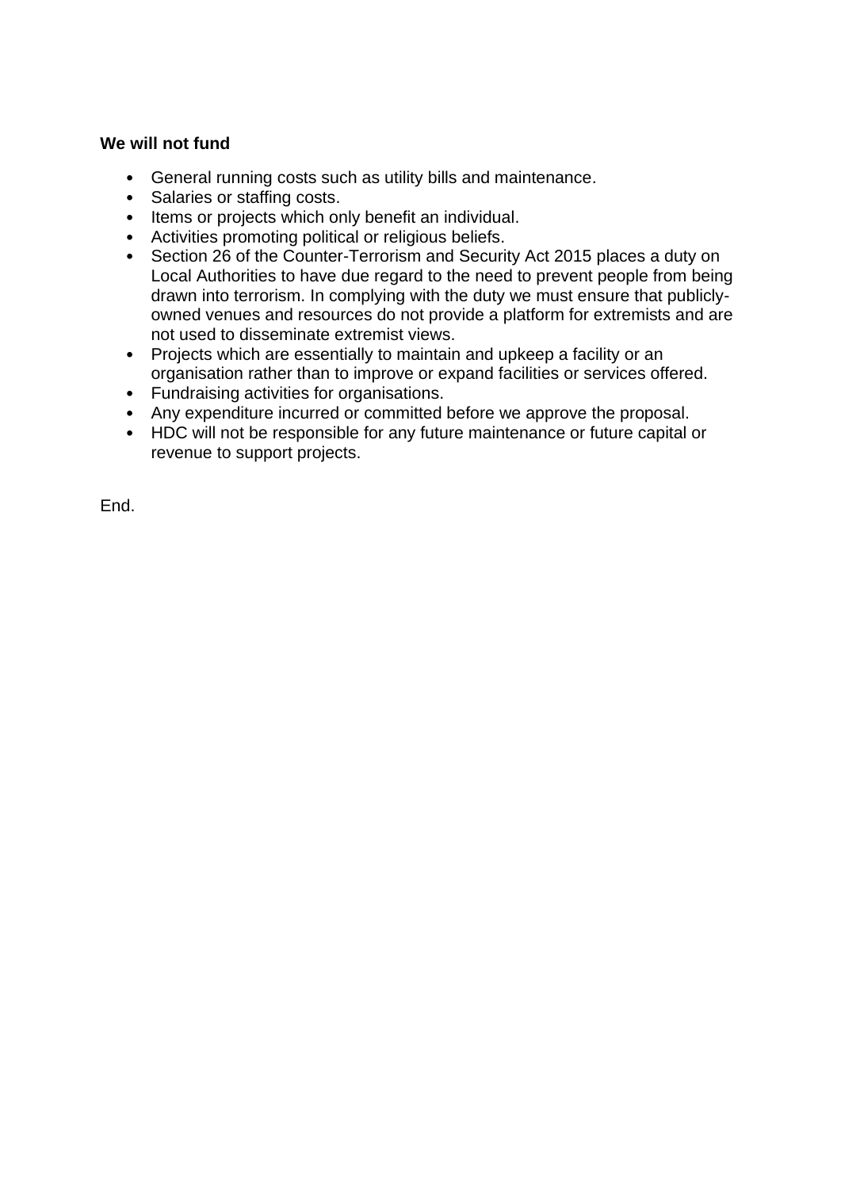**We will not fund**

- General running costs such as utility bills and maintenance.
- Salaries or staffing costs.
- Items or projects which only benefit an individual.
- Activities promoting political or religious beliefs.
- Section 26 of the Counter-Terrorism and Security Act 2015 places a duty on Local Authorities to have due regard to the need to prevent people from being drawn into terrorism. In complying with the duty we must ensure that publicly-owned venues and resources do not provide a platform for extremists and are not used to disseminate extremist views.
- Projects which are essentially to maintain and upkeep a facility or an organisation rather than to improve or expand facilities or services offered.
- Fundraising activities for organisations.
- Any expenditure incurred or committed before we approve the proposal.
- HDC will not be responsible for any future maintenance or future capital or revenue to support projects.

End.